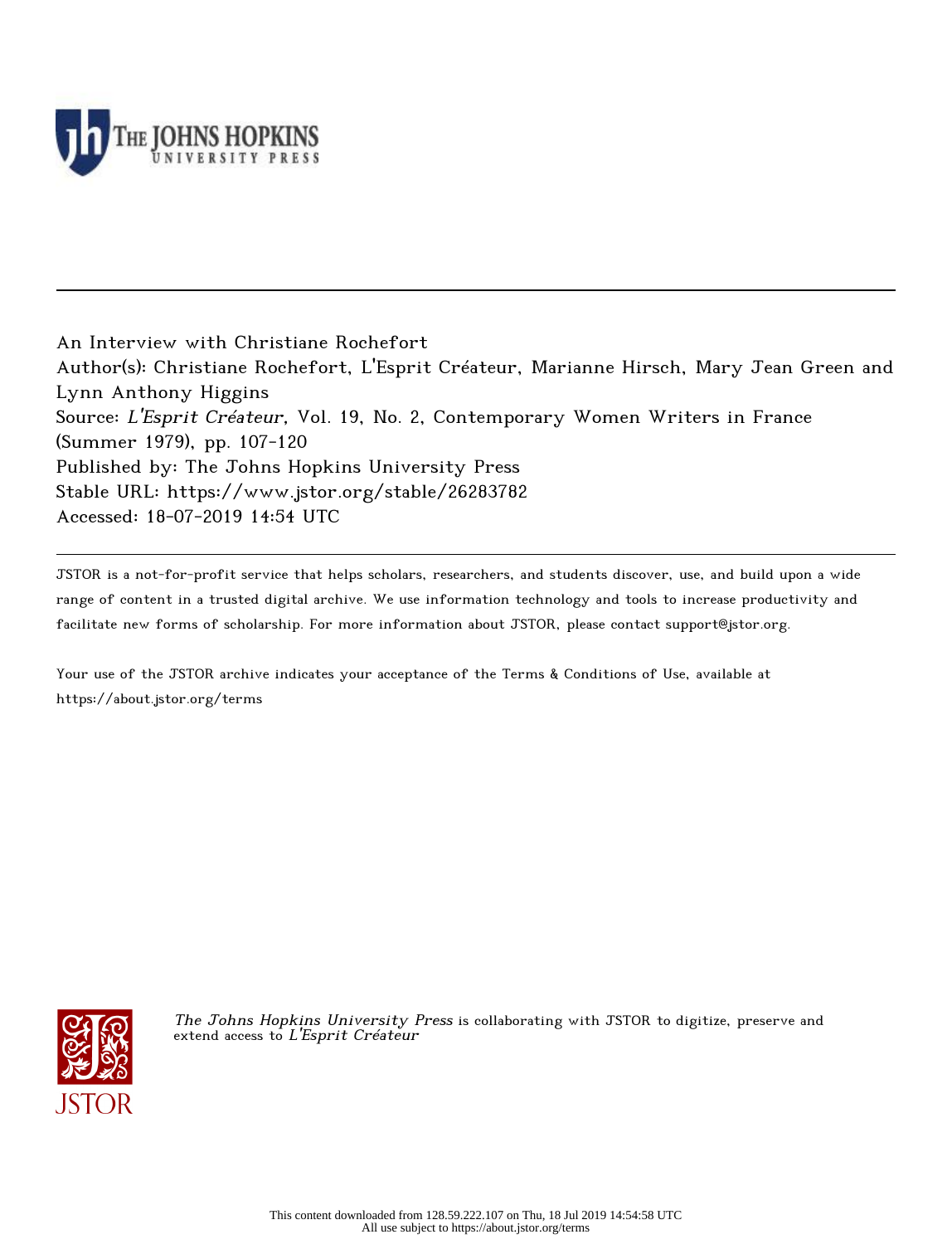An Interview with Christiane Rochefort
Author(s): Christiane Rochefort, L'Esprit Créateur, Marianne Hirsch, Mary Jean Green and Lynn Anthony Higgins
Source: *L'Esprit Créateur*, Vol. 19, No. 2, Contemporary Women Writers in France (Summer 1979), pp. 107-120
Published by: The Johns Hopkins University Press
Stable URL: https://www.jstor.org/stable/26283782
Accessed: 18-07-2019 14:54 UTC

JSTOR is a not-for-profit service that helps scholars, researchers, and students discover, use, and build upon a wide range of content in a trusted digital archive. We use information technology and tools to increase productivity and facilitate new forms of scholarship. For more information about JSTOR, please contact support@jstor.org.

Your use of the JSTOR archive indicates your acceptance of the Terms & Conditions of Use, available at https://about.jstor.org/terms

*The Johns Hopkins University Press* is collaborating with JSTOR to digitize, preserve and extend access to *L'Esprit Créateur*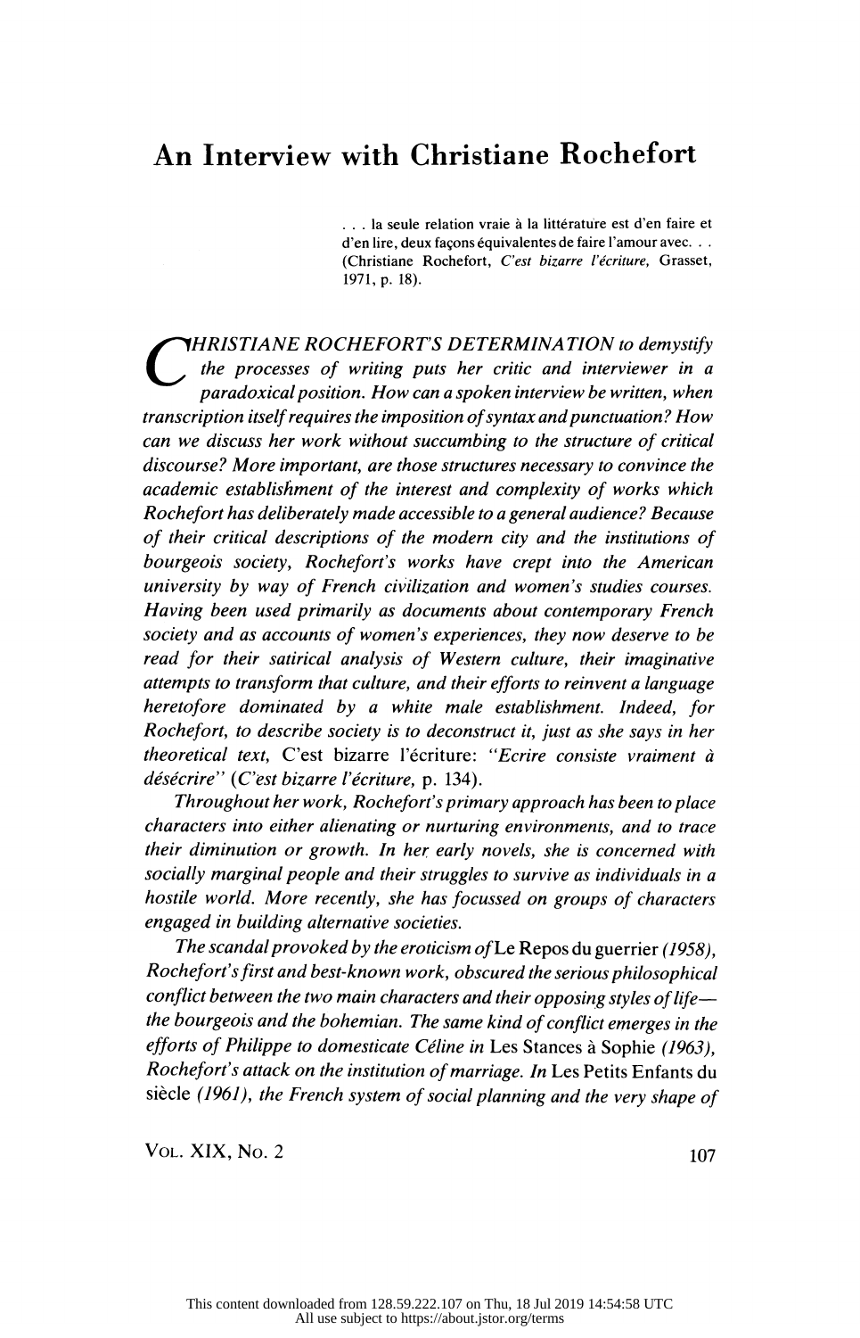# An Interview with Christiane Rochefort

> . . . la seule relation vraie à la littérature est d'en faire et d'en lire, deux façons équivalentes de faire l'amour avec. . . (Christiane Rochefort, *C'est bizarre l'écriture,* Grasset, 1971, p. 18).

*CHRISTIANE ROCHEFORT'S DETERMINATION to demystify the processes of writing puts her critic and interviewer in a paradoxical position. How can a spoken interview be written, when transcription itself requires the imposition of syntax and punctuation? How can we discuss her work without succumbing to the structure of critical discourse? More important, are those structures necessary to convince the academic establishment of the interest and complexity of works which Rochefort has deliberately made accessible to a general audience? Because of their critical descriptions of the modern city and the institutions of bourgeois society, Rochefort's works have crept into the American university by way of French civilization and women's studies courses. Having been used primarily as documents about contemporary French society and as accounts of women's experiences, they now deserve to be read for their satirical analysis of Western culture, their imaginative attempts to transform that culture, and their efforts to reinvent a language heretofore dominated by a white male establishment. Indeed, for Rochefort, to describe society is to deconstruct it, just as she says in her theoretical text,* C'est bizarre l'écriture: *"Ecrire consiste vraiment à désécrire" (C'est bizarre l'écriture,* p. 134).

*Throughout her work, Rochefort's primary approach has been to place characters into either alienating or nurturing environments, and to trace their diminution or growth. In her early novels, she is concerned with socially marginal people and their struggles to survive as individuals in a hostile world. More recently, she has focussed on groups of characters engaged in building alternative societies.*

*The scandal provoked by the eroticism of* Le Repos du guerrier *(1958), Rochefort's first and best-known work, obscured the serious philosophical conflict between the two main characters and their opposing styles of life—the bourgeois and the bohemian. The same kind of conflict emerges in the efforts of Philippe to domesticate Céline in* Les Stances à Sophie *(1963), Rochefort's attack on the institution of marriage. In* Les Petits Enfants du siècle *(1961), the French system of social planning and the very shape of*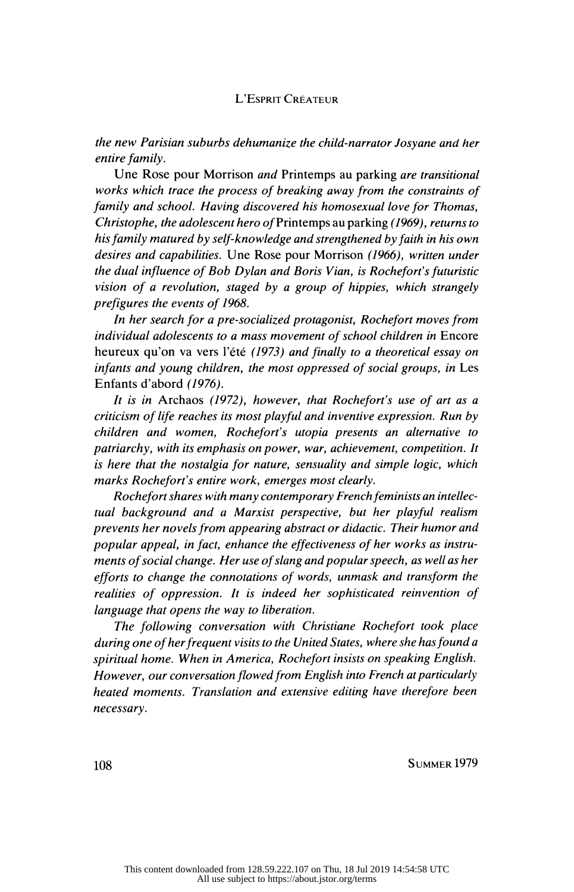*the new Parisian suburbs dehumanize the child-narrator Josyane and her entire family.*

*Une Rose pour Morrison and Printemps au parking are transitional works which trace the process of breaking away from the constraints of family and school. Having discovered his homosexual love for Thomas, Christophe, the adolescent hero of* Printemps au parking *(1969), returns to his family matured by self-knowledge and strengthened by faith in his own desires and capabilities.* Une Rose pour Morrison *(1966), written under the dual influence of Bob Dylan and Boris Vian, is Rochefort's futuristic vision of a revolution, staged by a group of hippies, which strangely prefigures the events of 1968.*

*In her search for a pre-socialized protagonist, Rochefort moves from individual adolescents to a mass movement of school children in* Encore heureux qu'on va vers l'été *(1973) and finally to a theoretical essay on infants and young children, the most oppressed of social groups, in* Les Enfants d'abord *(1976).*

*It is in* Archaos *(1972), however, that Rochefort's use of art as a criticism of life reaches its most playful and inventive expression. Run by children and women, Rochefort's utopia presents an alternative to patriarchy, with its emphasis on power, war, achievement, competition. It is here that the nostalgia for nature, sensuality and simple logic, which marks Rochefort's entire work, emerges most clearly.*

*Rochefort shares with many contemporary French feminists an intellectual background and a Marxist perspective, but her playful realism prevents her novels from appearing abstract or didactic. Their humor and popular appeal, in fact, enhance the effectiveness of her works as instruments of social change. Her use of slang and popular speech, as well as her efforts to change the connotations of words, unmask and transform the realities of oppression. It is indeed her sophisticated reinvention of language that opens the way to liberation.*

*The following conversation with Christiane Rochefort took place during one of her frequent visits to the United States, where she has found a spiritual home. When in America, Rochefort insists on speaking English. However, our conversation flowed from English into French at particularly heated moments. Translation and extensive editing have therefore been necessary.*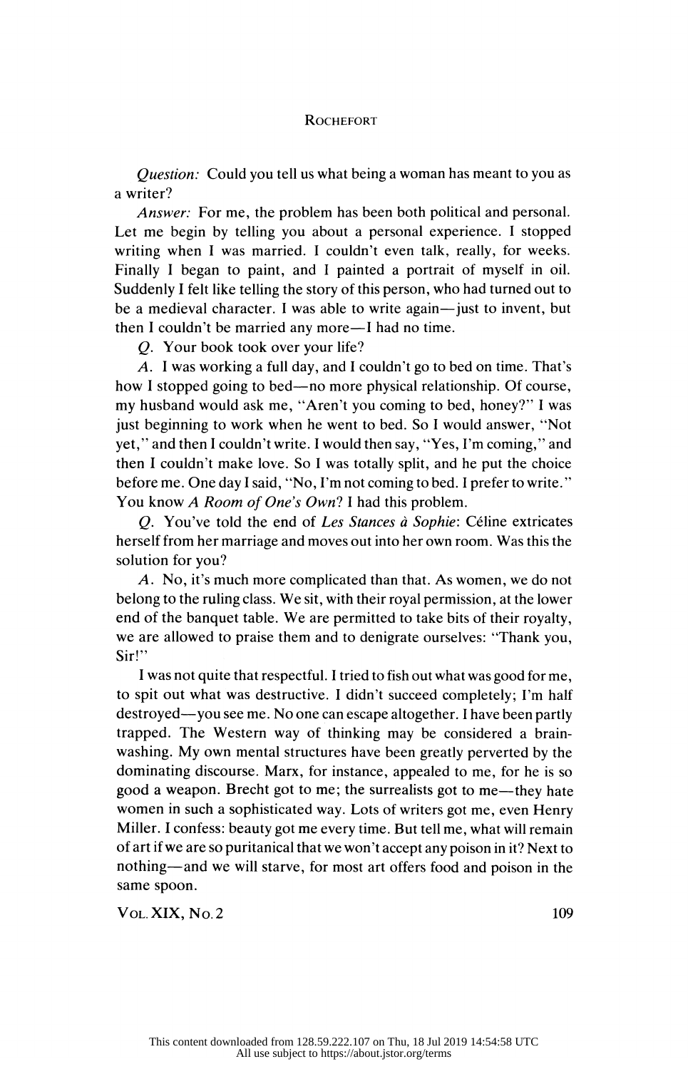*Question:* Could you tell us what being a woman has meant to you as a writer?

*Answer:* For me, the problem has been both political and personal. Let me begin by telling you about a personal experience. I stopped writing when I was married. I couldn't even talk, really, for weeks. Finally I began to paint, and I painted a portrait of myself in oil. Suddenly I felt like telling the story of this person, who had turned out to be a medieval character. I was able to write again—just to invent, but then I couldn't be married any more—I had no time.

*Q.* Your book took over your life?

*A.* I was working a full day, and I couldn't go to bed on time. That's how I stopped going to bed—no more physical relationship. Of course, my husband would ask me, "Aren't you coming to bed, honey?" I was just beginning to work when he went to bed. So I would answer, "Not yet," and then I couldn't write. I would then say, "Yes, I'm coming," and then I couldn't make love. So I was totally split, and he put the choice before me. One day I said, "No, I'm not coming to bed. I prefer to write." You know *A Room of One's Own*? I had this problem.

*Q.* You've told the end of *Les Stances à Sophie*: Céline extricates herself from her marriage and moves out into her own room. Was this the solution for you?

*A.* No, it's much more complicated than that. As women, we do not belong to the ruling class. We sit, with their royal permission, at the lower end of the banquet table. We are permitted to take bits of their royalty, we are allowed to praise them and to denigrate ourselves: "Thank you, Sir!"

I was not quite that respectful. I tried to fish out what was good for me, to spit out what was destructive. I didn't succeed completely; I'm half destroyed—you see me. No one can escape altogether. I have been partly trapped. The Western way of thinking may be considered a brainwashing. My own mental structures have been greatly perverted by the dominating discourse. Marx, for instance, appealed to me, for he is so good a weapon. Brecht got to me; the surrealists got to me—they hate women in such a sophisticated way. Lots of writers got me, even Henry Miller. I confess: beauty got me every time. But tell me, what will remain of art if we are so puritanical that we won't accept any poison in it? Next to nothing—and we will starve, for most art offers food and poison in the same spoon.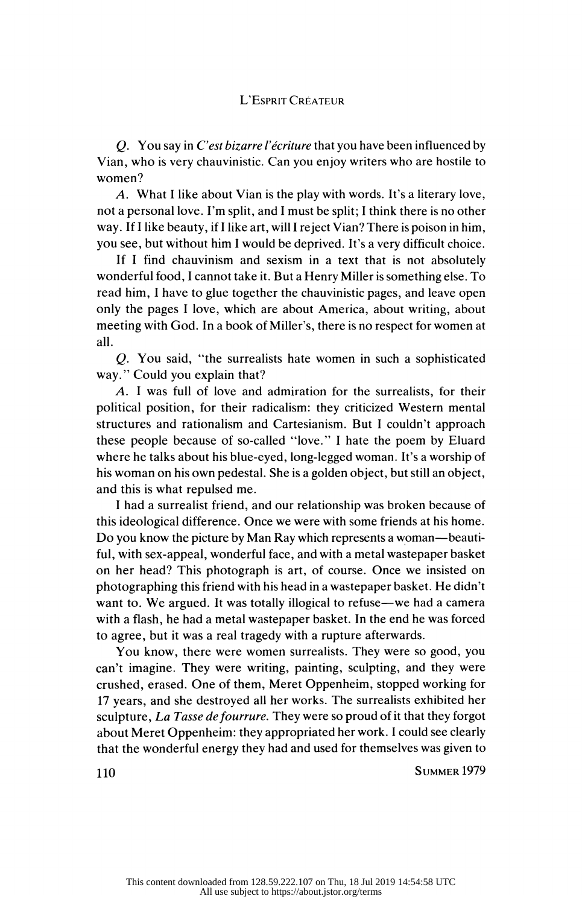*Q.* You say in *C'est bizarre l'écriture* that you have been influenced by Vian, who is very chauvinistic. Can you enjoy writers who are hostile to women?

*A.* What I like about Vian is the play with words. It's a literary love, not a personal love. I'm split, and I must be split; I think there is no other way. If I like beauty, if I like art, will I reject Vian? There is poison in him, you see, but without him I would be deprived. It's a very difficult choice.

If I find chauvinism and sexism in a text that is not absolutely wonderful food, I cannot take it. But a Henry Miller is something else. To read him, I have to glue together the chauvinistic pages, and leave open only the pages I love, which are about America, about writing, about meeting with God. In a book of Miller's, there is no respect for women at all.

*Q.* You said, "the surrealists hate women in such a sophisticated way." Could you explain that?

*A.* I was full of love and admiration for the surrealists, for their political position, for their radicalism: they criticized Western mental structures and rationalism and Cartesianism. But I couldn't approach these people because of so-called "love." I hate the poem by Eluard where he talks about his blue-eyed, long-legged woman. It's a worship of his woman on his own pedestal. She is a golden object, but still an object, and this is what repulsed me.

I had a surrealist friend, and our relationship was broken because of this ideological difference. Once we were with some friends at his home. Do you know the picture by Man Ray which represents a woman—beautiful, with sex-appeal, wonderful face, and with a metal wastepaper basket on her head? This photograph is art, of course. Once we insisted on photographing this friend with his head in a wastepaper basket. He didn't want to. We argued. It was totally illogical to refuse—we had a camera with a flash, he had a metal wastepaper basket. In the end he was forced to agree, but it was a real tragedy with a rupture afterwards.

You know, there were women surrealists. They were so good, you can't imagine. They were writing, painting, sculpting, and they were crushed, erased. One of them, Meret Oppenheim, stopped working for 17 years, and she destroyed all her works. The surrealists exhibited her sculpture, *La Tasse de fourrure.* They were so proud of it that they forgot about Meret Oppenheim: they appropriated her work. I could see clearly that the wonderful energy they had and used for themselves was given to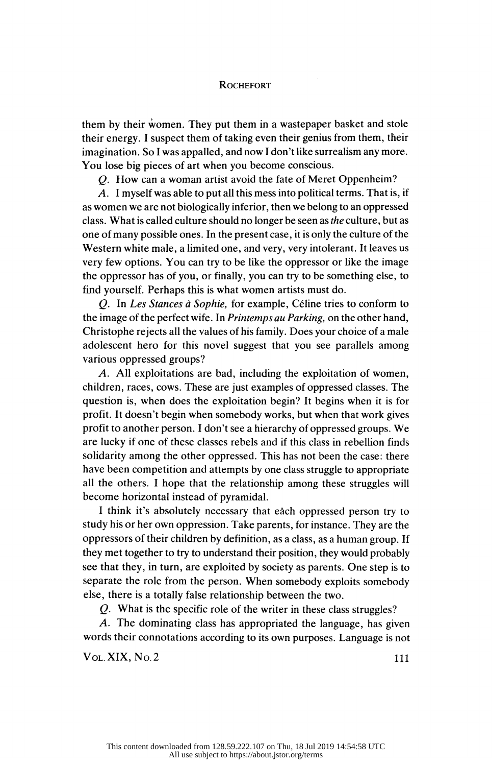them by their women. They put them in a wastepaper basket and stole their energy. I suspect them of taking even their genius from them, their imagination. So I was appalled, and now I don't like surrealism any more. You lose big pieces of art when you become conscious.

*Q.* How can a woman artist avoid the fate of Meret Oppenheim?

*A.* I myself was able to put all this mess into political terms. That is, if as women we are not biologically inferior, then we belong to an oppressed class. What is called culture should no longer be seen as *the* culture, but as one of many possible ones. In the present case, it is only the culture of the Western white male, a limited one, and very, very intolerant. It leaves us very few options. You can try to be like the oppressor or like the image the oppressor has of you, or finally, you can try to be something else, to find yourself. Perhaps this is what women artists must do.

*Q.* In *Les Stances à Sophie,* for example, Céline tries to conform to the image of the perfect wife. In *Printemps au Parking,* on the other hand, Christophe rejects all the values of his family. Does your choice of a male adolescent hero for this novel suggest that you see parallels among various oppressed groups?

*A.* All exploitations are bad, including the exploitation of women, children, races, cows. These are just examples of oppressed classes. The question is, when does the exploitation begin? It begins when it is for profit. It doesn't begin when somebody works, but when that work gives profit to another person. I don't see a hierarchy of oppressed groups. We are lucky if one of these classes rebels and if this class in rebellion finds solidarity among the other oppressed. This has not been the case: there have been competition and attempts by one class struggle to appropriate all the others. I hope that the relationship among these struggles will become horizontal instead of pyramidal.

I think it's absolutely necessary that each oppressed person try to study his or her own oppression. Take parents, for instance. They are the oppressors of their children by definition, as a class, as a human group. If they met together to try to understand their position, they would probably see that they, in turn, are exploited by society as parents. One step is to separate the role from the person. When somebody exploits somebody else, there is a totally false relationship between the two.

*Q.* What is the specific role of the writer in these class struggles?

*A.* The dominating class has appropriated the language, has given words their connotations according to its own purposes. Language is not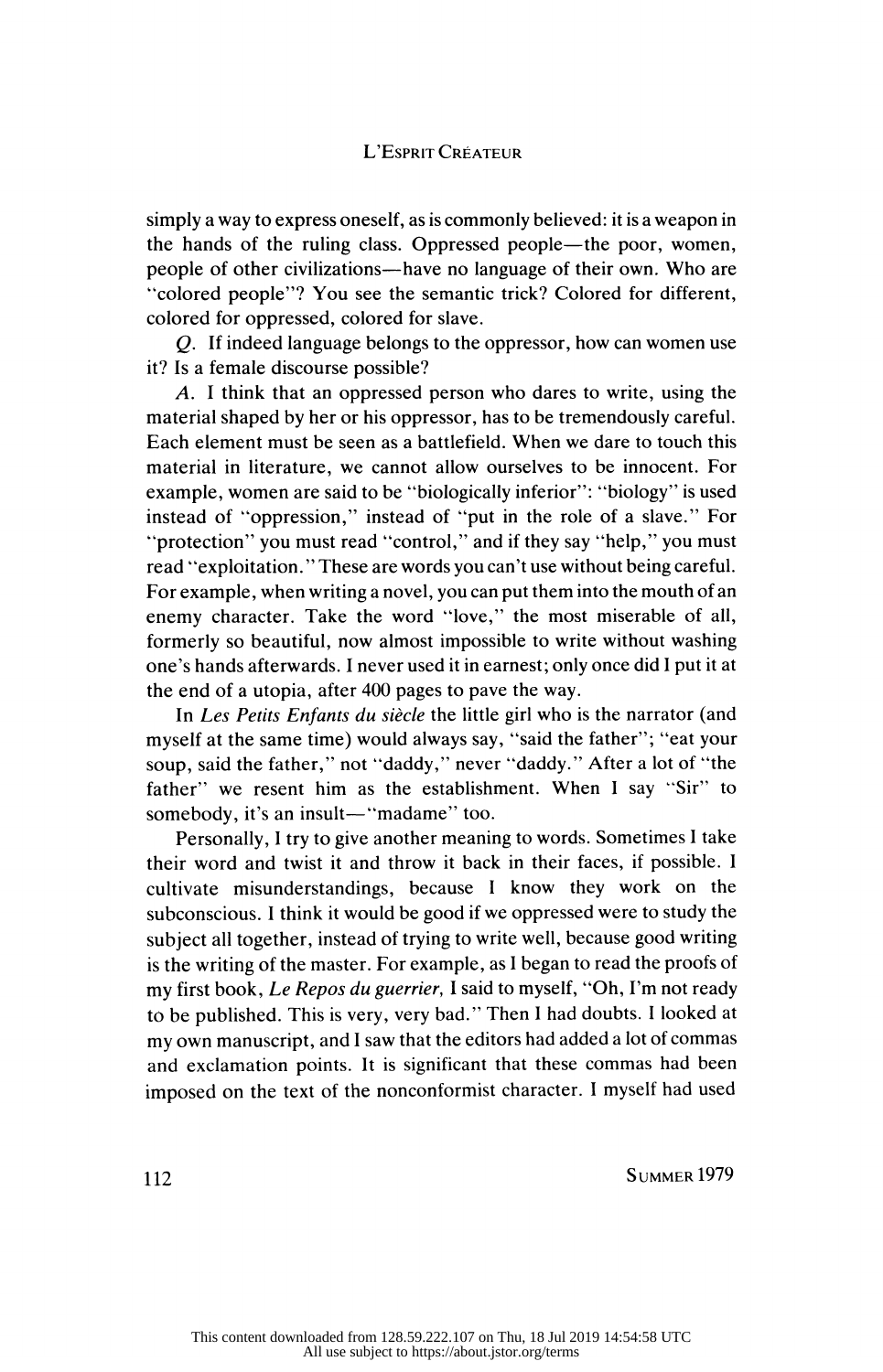simply a way to express oneself, as is commonly believed: it is a weapon in the hands of the ruling class. Oppressed people—the poor, women, people of other civilizations—have no language of their own. Who are "colored people"? You see the semantic trick? Colored for different, colored for oppressed, colored for slave.

*Q.* If indeed language belongs to the oppressor, how can women use it? Is a female discourse possible?

*A.* I think that an oppressed person who dares to write, using the material shaped by her or his oppressor, has to be tremendously careful. Each element must be seen as a battlefield. When we dare to touch this material in literature, we cannot allow ourselves to be innocent. For example, women are said to be "biologically inferior": "biology" is used instead of "oppression," instead of "put in the role of a slave." For "protection" you must read "control," and if they say "help," you must read "exploitation." These are words you can't use without being careful. For example, when writing a novel, you can put them into the mouth of an enemy character. Take the word "love," the most miserable of all, formerly so beautiful, now almost impossible to write without washing one's hands afterwards. I never used it in earnest; only once did I put it at the end of a utopia, after 400 pages to pave the way.

In *Les Petits Enfants du siècle* the little girl who is the narrator (and myself at the same time) would always say, "said the father"; "eat your soup, said the father," not "daddy," never "daddy." After a lot of "the father" we resent him as the establishment. When I say "Sir" to somebody, it's an insult—"madame" too.

Personally, I try to give another meaning to words. Sometimes I take their word and twist it and throw it back in their faces, if possible. I cultivate misunderstandings, because I know they work on the subconscious. I think it would be good if we oppressed were to study the subject all together, instead of trying to write well, because good writing is the writing of the master. For example, as I began to read the proofs of my first book, *Le Repos du guerrier*, I said to myself, "Oh, I'm not ready to be published. This is very, very bad." Then I had doubts. I looked at my own manuscript, and I saw that the editors had added a lot of commas and exclamation points. It is significant that these commas had been imposed on the text of the nonconformist character. I myself had used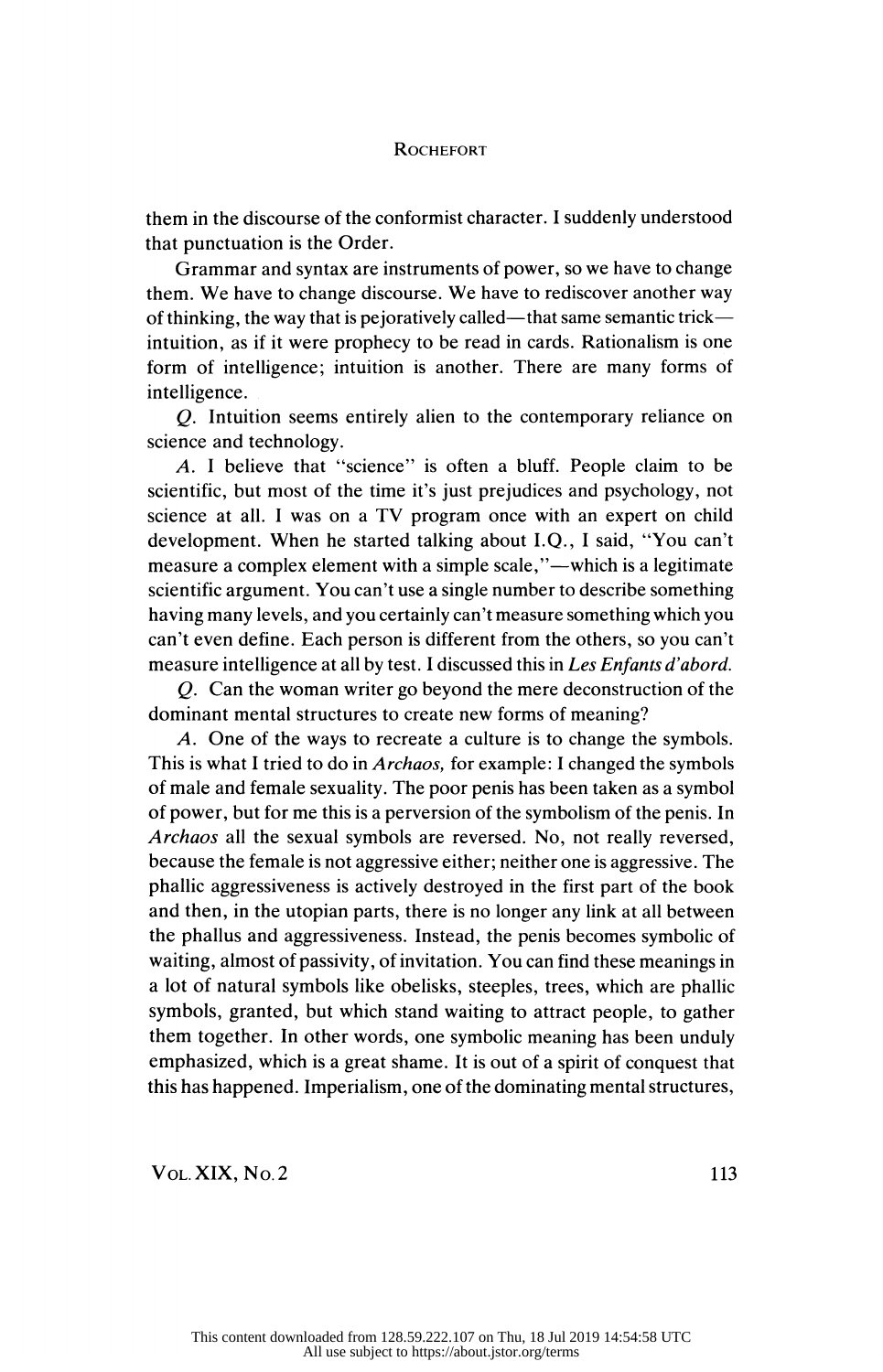them in the discourse of the conformist character. I suddenly understood that punctuation is the Order.

Grammar and syntax are instruments of power, so we have to change them. We have to change discourse. We have to rediscover another way of thinking, the way that is pejoratively called—that same semantic trick—intuition, as if it were prophecy to be read in cards. Rationalism is one form of intelligence; intuition is another. There are many forms of intelligence.

*Q.* Intuition seems entirely alien to the contemporary reliance on science and technology.

*A.* I believe that "science" is often a bluff. People claim to be scientific, but most of the time it's just prejudices and psychology, not science at all. I was on a TV program once with an expert on child development. When he started talking about I.Q., I said, "You can't measure a complex element with a simple scale,"—which is a legitimate scientific argument. You can't use a single number to describe something having many levels, and you certainly can't measure something which you can't even define. Each person is different from the others, so you can't measure intelligence at all by test. I discussed this in *Les Enfants d'abord.*

*Q.* Can the woman writer go beyond the mere deconstruction of the dominant mental structures to create new forms of meaning?

*A.* One of the ways to recreate a culture is to change the symbols. This is what I tried to do in *Archaos,* for example: I changed the symbols of male and female sexuality. The poor penis has been taken as a symbol of power, but for me this is a perversion of the symbolism of the penis. In *Archaos* all the sexual symbols are reversed. No, not really reversed, because the female is not aggressive either; neither one is aggressive. The phallic aggressiveness is actively destroyed in the first part of the book and then, in the utopian parts, there is no longer any link at all between the phallus and aggressiveness. Instead, the penis becomes symbolic of waiting, almost of passivity, of invitation. You can find these meanings in a lot of natural symbols like obelisks, steeples, trees, which are phallic symbols, granted, but which stand waiting to attract people, to gather them together. In other words, one symbolic meaning has been unduly emphasized, which is a great shame. It is out of a spirit of conquest that this has happened. Imperialism, one of the dominating mental structures,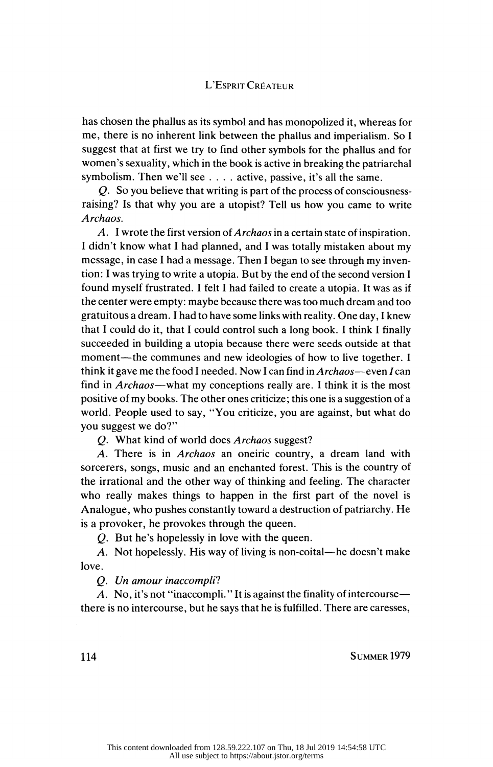has chosen the phallus as its symbol and has monopolized it, whereas for me, there is no inherent link between the phallus and imperialism. So I suggest that at first we try to find other symbols for the phallus and for women's sexuality, which in the book is active in breaking the patriarchal symbolism. Then we'll see . . . . active, passive, it's all the same.

*Q.* So you believe that writing is part of the process of consciousness-raising? Is that why you are a utopist? Tell us how you came to write *Archaos.*

*A.* I wrote the first version of *Archaos* in a certain state of inspiration. I didn't know what I had planned, and I was totally mistaken about my message, in case I had a message. Then I began to see through my invention: I was trying to write a utopia. But by the end of the second version I found myself frustrated. I felt I had failed to create a utopia. It was as if the center were empty: maybe because there was too much dream and too gratuitous a dream. I had to have some links with reality. One day, I knew that I could do it, that I could control such a long book. I think I finally succeeded in building a utopia because there were seeds outside at that moment—the communes and new ideologies of how to live together. I think it gave me the food I needed. Now I can find in *Archaos*—even *I* can find in *Archaos*—what my conceptions really are. I think it is the most positive of my books. The other ones criticize; this one is a suggestion of a world. People used to say, "You criticize, you are against, but what do you suggest we do?"

*Q.* What kind of world does *Archaos* suggest?

*A.* There is in *Archaos* an oneiric country, a dream land with sorcerers, songs, music and an enchanted forest. This is the country of the irrational and the other way of thinking and feeling. The character who really makes things to happen in the first part of the novel is Analogue, who pushes constantly toward a destruction of patriarchy. He is a provoker, he provokes through the queen.

*Q.* But he's hopelessly in love with the queen.

*A.* Not hopelessly. His way of living is non-coital—he doesn't make love.

*Q. Un amour inaccompli?*

*A.* No, it's not "inaccompli." It is against the finality of intercourse—there is no intercourse, but he says that he is fulfilled. There are caresses,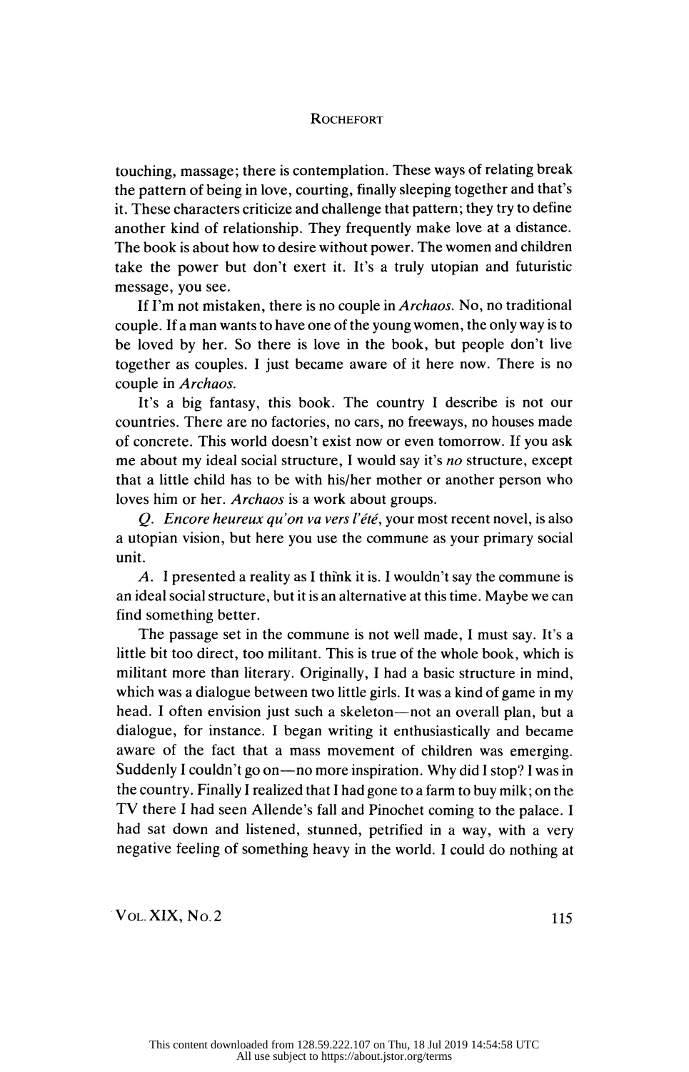touching, massage; there is contemplation. These ways of relating break the pattern of being in love, courting, finally sleeping together and that's it. These characters criticize and challenge that pattern; they try to define another kind of relationship. They frequently make love at a distance. The book is about how to desire without power. The women and children take the power but don't exert it. It's a truly utopian and futuristic message, you see.

If I'm not mistaken, there is no couple in *Archaos*. No, no traditional couple. If a man wants to have one of the young women, the only way is to be loved by her. So there is love in the book, but people don't live together as couples. I just became aware of it here now. There is no couple in *Archaos*.

It's a big fantasy, this book. The country I describe is not our countries. There are no factories, no cars, no freeways, no houses made of concrete. This world doesn't exist now or even tomorrow. If you ask me about my ideal social structure, I would say it's *no* structure, except that a little child has to be with his/her mother or another person who loves him or her. *Archaos* is a work about groups.

*Q. Encore heureux qu'on va vers l'été*, your most recent novel, is also a utopian vision, but here you use the commune as your primary social unit.

*A.* I presented a reality as I think it is. I wouldn't say the commune is an ideal social structure, but it is an alternative at this time. Maybe we can find something better.

The passage set in the commune is not well made, I must say. It's a little bit too direct, too militant. This is true of the whole book, which is militant more than literary. Originally, I had a basic structure in mind, which was a dialogue between two little girls. It was a kind of game in my head. I often envision just such a skeleton—not an overall plan, but a dialogue, for instance. I began writing it enthusiastically and became aware of the fact that a mass movement of children was emerging. Suddenly I couldn't go on—no more inspiration. Why did I stop? I was in the country. Finally I realized that I had gone to a farm to buy milk; on the TV there I had seen Allende's fall and Pinochet coming to the palace. I had sat down and listened, stunned, petrified in a way, with a very negative feeling of something heavy in the world. I could do nothing at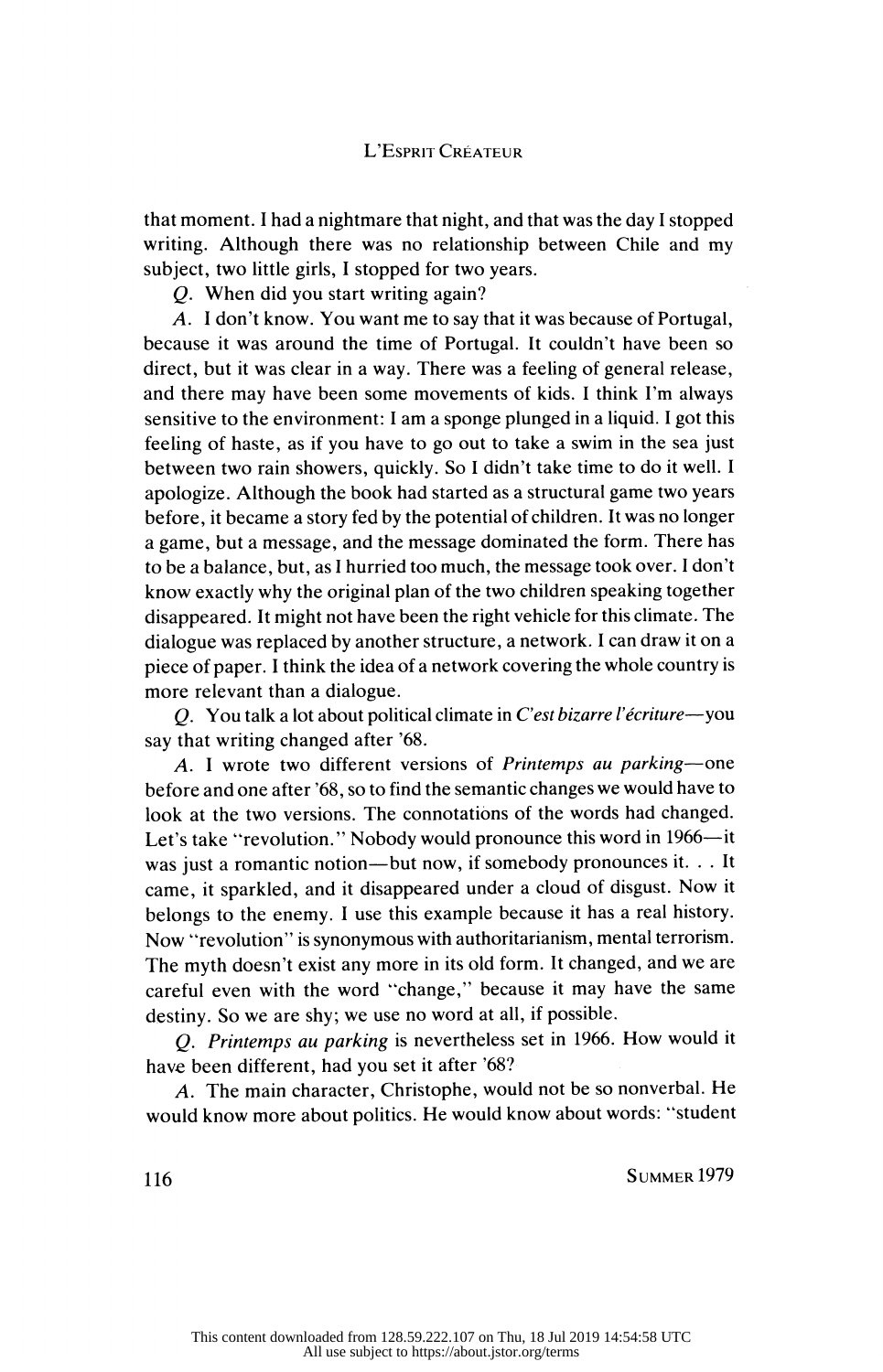that moment. I had a nightmare that night, and that was the day I stopped writing. Although there was no relationship between Chile and my subject, two little girls, I stopped for two years.

*Q.* When did you start writing again?

*A.* I don't know. You want me to say that it was because of Portugal, because it was around the time of Portugal. It couldn't have been so direct, but it was clear in a way. There was a feeling of general release, and there may have been some movements of kids. I think I'm always sensitive to the environment: I am a sponge plunged in a liquid. I got this feeling of haste, as if you have to go out to take a swim in the sea just between two rain showers, quickly. So I didn't take time to do it well. I apologize. Although the book had started as a structural game two years before, it became a story fed by the potential of children. It was no longer a game, but a message, and the message dominated the form. There has to be a balance, but, as I hurried too much, the message took over. I don't know exactly why the original plan of the two children speaking together disappeared. It might not have been the right vehicle for this climate. The dialogue was replaced by another structure, a network. I can draw it on a piece of paper. I think the idea of a network covering the whole country is more relevant than a dialogue.

*Q.* You talk a lot about political climate in *C'est bizarre l'écriture*—you say that writing changed after '68.

*A.* I wrote two different versions of *Printemps au parking*—one before and one after '68, so to find the semantic changes we would have to look at the two versions. The connotations of the words had changed. Let's take "revolution." Nobody would pronounce this word in 1966—it was just a romantic notion—but now, if somebody pronounces it. . . It came, it sparkled, and it disappeared under a cloud of disgust. Now it belongs to the enemy. I use this example because it has a real history. Now "revolution" is synonymous with authoritarianism, mental terrorism. The myth doesn't exist any more in its old form. It changed, and we are careful even with the word "change," because it may have the same destiny. So we are shy; we use no word at all, if possible.

*Q.* *Printemps au parking* is nevertheless set in 1966. How would it have been different, had you set it after '68?

*A.* The main character, Christophe, would not be so nonverbal. He would know more about politics. He would know about words: "student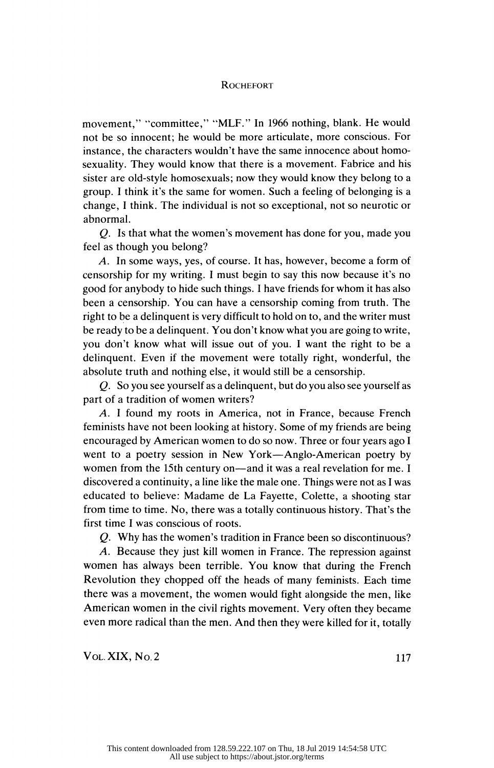movement," "committee," "MLF." In 1966 nothing, blank. He would not be so innocent; he would be more articulate, more conscious. For instance, the characters wouldn't have the same innocence about homosexuality. They would know that there is a movement. Fabrice and his sister are old-style homosexuals; now they would know they belong to a group. I think it's the same for women. Such a feeling of belonging is a change, I think. The individual is not so exceptional, not so neurotic or abnormal.

*Q.* Is that what the women's movement has done for you, made you feel as though you belong?

*A.* In some ways, yes, of course. It has, however, become a form of censorship for my writing. I must begin to say this now because it's no good for anybody to hide such things. I have friends for whom it has also been a censorship. You can have a censorship coming from truth. The right to be a delinquent is very difficult to hold on to, and the writer must be ready to be a delinquent. You don't know what you are going to write, you don't know what will issue out of you. I want the right to be a delinquent. Even if the movement were totally right, wonderful, the absolute truth and nothing else, it would still be a censorship.

*Q.* So you see yourself as a delinquent, but do you also see yourself as part of a tradition of women writers?

*A.* I found my roots in America, not in France, because French feminists have not been looking at history. Some of my friends are being encouraged by American women to do so now. Three or four years ago I went to a poetry session in New York—Anglo-American poetry by women from the 15th century on—and it was a real revelation for me. I discovered a continuity, a line like the male one. Things were not as I was educated to believe: Madame de La Fayette, Colette, a shooting star from time to time. No, there was a totally continuous history. That's the first time I was conscious of roots.

*Q.* Why has the women's tradition in France been so discontinuous?

*A.* Because they just kill women in France. The repression against women has always been terrible. You know that during the French Revolution they chopped off the heads of many feminists. Each time there was a movement, the women would fight alongside the men, like American women in the civil rights movement. Very often they became even more radical than the men. And then they were killed for it, totally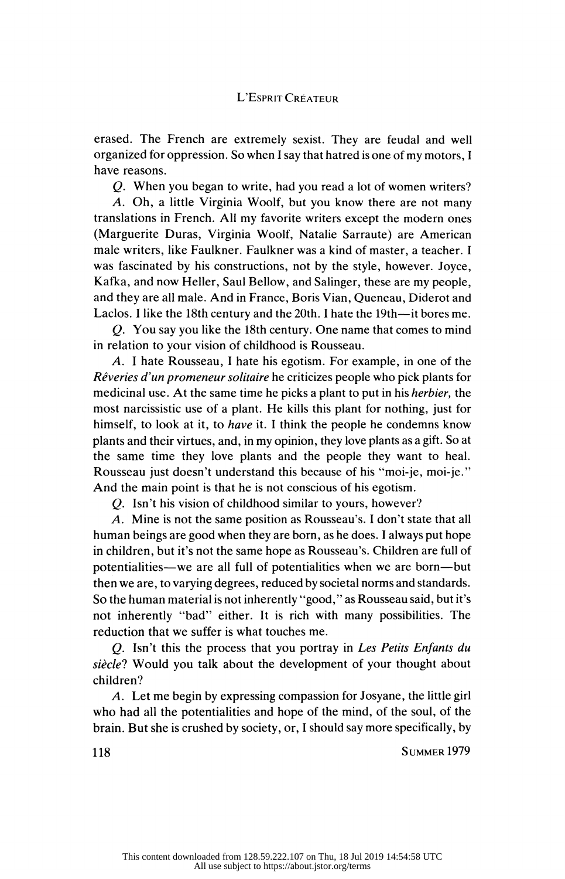erased. The French are extremely sexist. They are feudal and well organized for oppression. So when I say that hatred is one of my motors, I have reasons.

*Q*. When you began to write, had you read a lot of women writers?

*A*. Oh, a little Virginia Woolf, but you know there are not many translations in French. All my favorite writers except the modern ones (Marguerite Duras, Virginia Woolf, Natalie Sarraute) are American male writers, like Faulkner. Faulkner was a kind of master, a teacher. I was fascinated by his constructions, not by the style, however. Joyce, Kafka, and now Heller, Saul Bellow, and Salinger, these are my people, and they are all male. And in France, Boris Vian, Queneau, Diderot and Laclos. I like the 18th century and the 20th. I hate the 19th—it bores me.

*Q*. You say you like the 18th century. One name that comes to mind in relation to your vision of childhood is Rousseau.

*A*. I hate Rousseau, I hate his egotism. For example, in one of the *Rêveries d'un promeneur solitaire* he criticizes people who pick plants for medicinal use. At the same time he picks a plant to put in his *herbier,* the most narcissistic use of a plant. He kills this plant for nothing, just for himself, to look at it, to *have* it. I think the people he condemns know plants and their virtues, and, in my opinion, they love plants as a gift. So at the same time they love plants and the people they want to heal. Rousseau just doesn't understand this because of his "moi-je, moi-je." And the main point is that he is not conscious of his egotism.

*Q*. Isn't his vision of childhood similar to yours, however?

*A*. Mine is not the same position as Rousseau's. I don't state that all human beings are good when they are born, as he does. I always put hope in children, but it's not the same hope as Rousseau's. Children are full of potentialities—we are all full of potentialities when we are born—but then we are, to varying degrees, reduced by societal norms and standards. So the human material is not inherently "good," as Rousseau said, but it's not inherently "bad" either. It is rich with many possibilities. The reduction that we suffer is what touches me.

*Q*. Isn't this the process that you portray in *Les Petits Enfants du siècle*? Would you talk about the development of your thought about children?

*A*. Let me begin by expressing compassion for Josyane, the little girl who had all the potentialities and hope of the mind, of the soul, of the brain. But she is crushed by society, or, I should say more specifically, by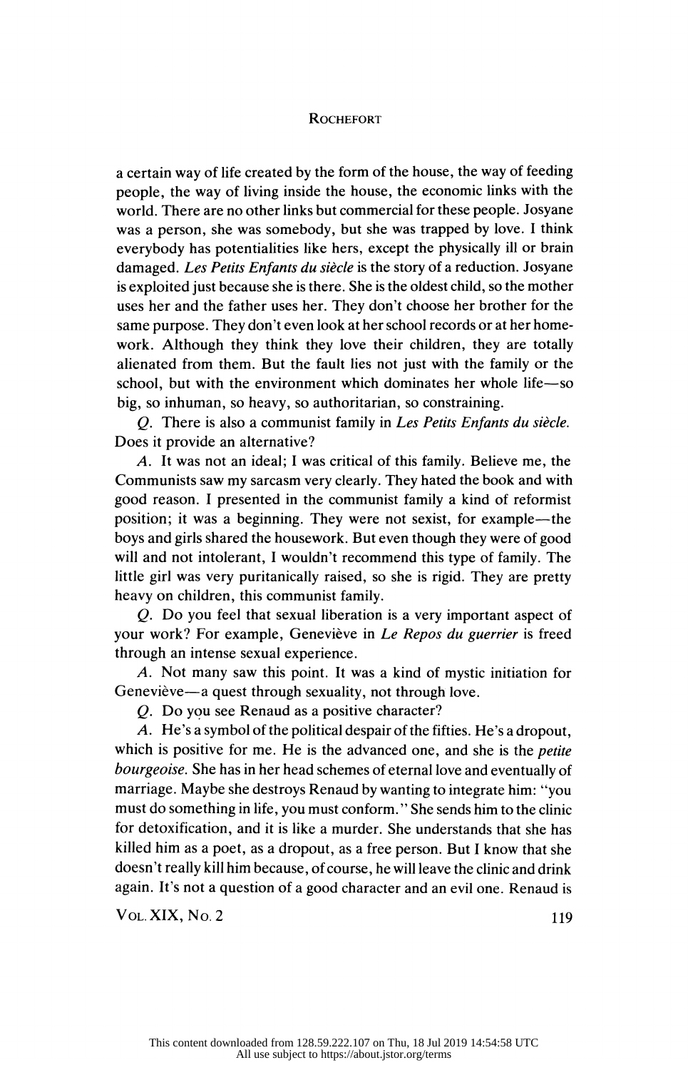a certain way of life created by the form of the house, the way of feeding people, the way of living inside the house, the economic links with the world. There are no other links but commercial for these people. Josyane was a person, she was somebody, but she was trapped by love. I think everybody has potentialities like hers, except the physically ill or brain damaged. *Les Petits Enfants du siècle* is the story of a reduction. Josyane is exploited just because she is there. She is the oldest child, so the mother uses her and the father uses her. They don't choose her brother for the same purpose. They don't even look at her school records or at her homework. Although they think they love their children, they are totally alienated from them. But the fault lies not just with the family or the school, but with the environment which dominates her whole life—so big, so inhuman, so heavy, so authoritarian, so constraining.

*Q.* There is also a communist family in *Les Petits Enfants du siècle.* Does it provide an alternative?

*A.* It was not an ideal; I was critical of this family. Believe me, the Communists saw my sarcasm very clearly. They hated the book and with good reason. I presented in the communist family a kind of reformist position; it was a beginning. They were not sexist, for example—the boys and girls shared the housework. But even though they were of good will and not intolerant, I wouldn't recommend this type of family. The little girl was very puritanically raised, so she is rigid. They are pretty heavy on children, this communist family.

*Q.* Do you feel that sexual liberation is a very important aspect of your work? For example, Geneviève in *Le Repos du guerrier* is freed through an intense sexual experience.

*A.* Not many saw this point. It was a kind of mystic initiation for Geneviève—a quest through sexuality, not through love.

*Q.* Do you see Renaud as a positive character?

*A.* He's a symbol of the political despair of the fifties. He's a dropout, which is positive for me. He is the advanced one, and she is the *petite bourgeoise.* She has in her head schemes of eternal love and eventually of marriage. Maybe she destroys Renaud by wanting to integrate him: "you must do something in life, you must conform." She sends him to the clinic for detoxification, and it is like a murder. She understands that she has killed him as a poet, as a dropout, as a free person. But I know that she doesn't really kill him because, of course, he will leave the clinic and drink again. It's not a question of a good character and an evil one. Renaud is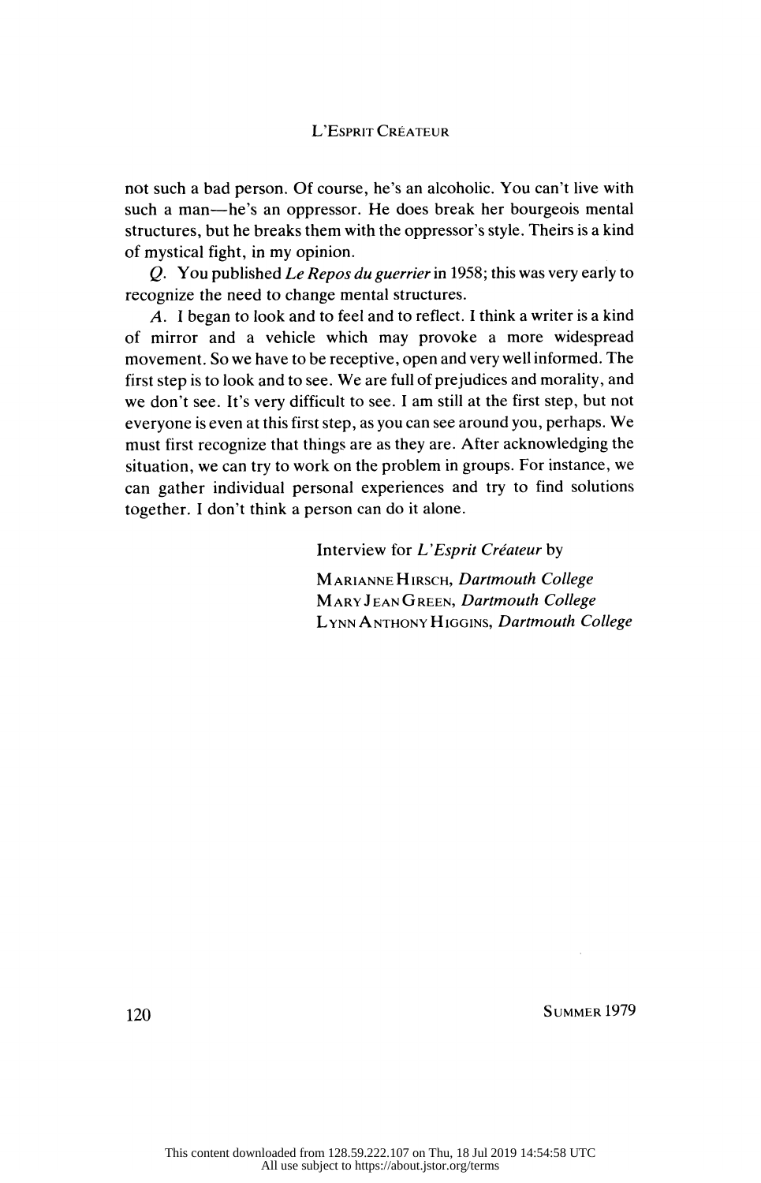not such a bad person. Of course, he's an alcoholic. You can't live with such a man—he's an oppressor. He does break her bourgeois mental structures, but he breaks them with the oppressor's style. Theirs is a kind of mystical fight, in my opinion.

*Q.* You published *Le Repos du guerrier* in 1958; this was very early to recognize the need to change mental structures.

*A.* I began to look and to feel and to reflect. I think a writer is a kind of mirror and a vehicle which may provoke a more widespread movement. So we have to be receptive, open and very well informed. The first step is to look and to see. We are full of prejudices and morality, and we don't see. It's very difficult to see. I am still at the first step, but not everyone is even at this first step, as you can see around you, perhaps. We must first recognize that things are as they are. After acknowledging the situation, we can try to work on the problem in groups. For instance, we can gather individual personal experiences and try to find solutions together. I don't think a person can do it alone.

Interview for *L'Esprit Créateur* by

MARIANNE HIRSCH, *Dartmouth College*
MARY JEAN GREEN, *Dartmouth College*
LYNN ANTHONY HIGGINS, *Dartmouth College*